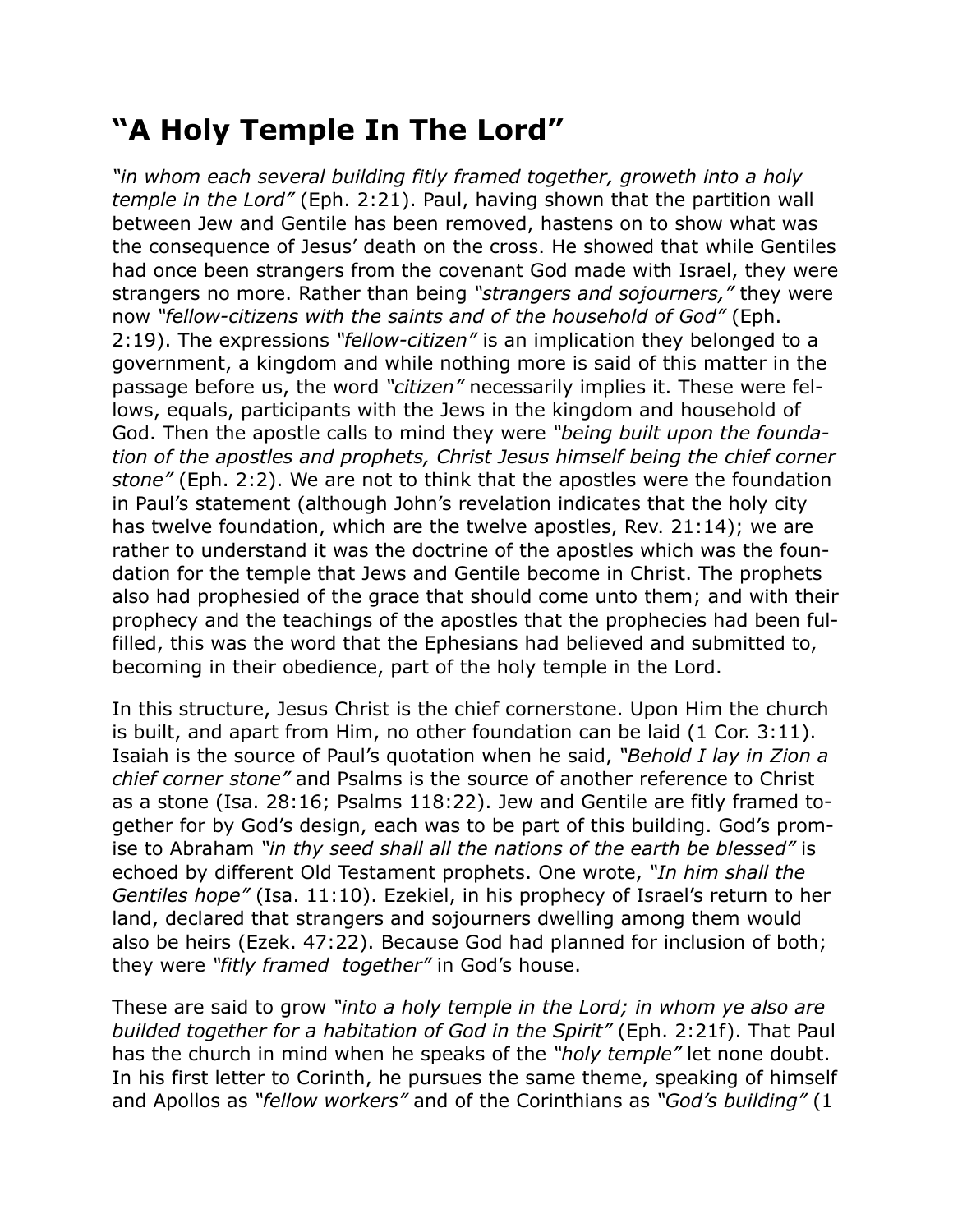# “A Holy Temple In The Lord”

*“in whom each several building fitly framed together, groweth into a holy temple in the Lord”* (Eph. 2:21). Paul, having shown that the partition wall between Jew and Gentile has been removed, hastens on to show what was the consequence of Jesus’ death on the cross. He showed that while Gentiles had once been strangers from the covenant God made with Israel, they were strangers no more. Rather than being *“strangers and sojourners,”* they were now *“fellow-citizens with the saints and of the household of God”* (Eph. 2:19). The expressions *“fellow-citizen”* is an implication they belonged to a government, a kingdom and while nothing more is said of this matter in the passage before us, the word *“citizen”* necessarily implies it. These were fellows, equals, participants with the Jews in the kingdom and household of God. Then the apostle calls to mind they were *“being built upon the foundation of the apostles and prophets, Christ Jesus himself being the chief corner stone”* (Eph. 2:2). We are not to think that the apostles were the foundation in Paul’s statement (although John’s revelation indicates that the holy city has twelve foundation, which are the twelve apostles, Rev. 21:14); we are rather to understand it was the doctrine of the apostles which was the foundation for the temple that Jews and Gentile become in Christ. The prophets also had prophesied of the grace that should come unto them; and with their prophecy and the teachings of the apostles that the prophecies had been fulfilled, this was the word that the Ephesians had believed and submitted to, becoming in their obedience, part of the holy temple in the Lord.

In this structure, Jesus Christ is the chief cornerstone. Upon Him the church is built, and apart from Him, no other foundation can be laid (1 Cor. 3:11). Isaiah is the source of Paul’s quotation when he said, *“Behold I lay in Zion a chief corner stone”* and Psalms is the source of another reference to Christ as a stone (Isa. 28:16; Psalms 118:22). Jew and Gentile are fitly framed together for by God’s design, each was to be part of this building. God’s promise to Abraham *“in thy seed shall all the nations of the earth be blessed”* is echoed by different Old Testament prophets. One wrote, *“In him shall the Gentiles hope”* (Isa. 11:10). Ezekiel, in his prophecy of Israel’s return to her land, declared that strangers and sojourners dwelling among them would also be heirs (Ezek. 47:22). Because God had planned for inclusion of both; they were *“fitly framed together”* in God’s house.

These are said to grow *“into a holy temple in the Lord; in whom ye also are builded together for a habitation of God in the Spirit”* (Eph. 2:21f). That Paul has the church in mind when he speaks of the *“holy temple”* let none doubt. In his first letter to Corinth, he pursues the same theme, speaking of himself and Apollos as *“fellow workers”* and of the Corinthians as *“God’s building”* (1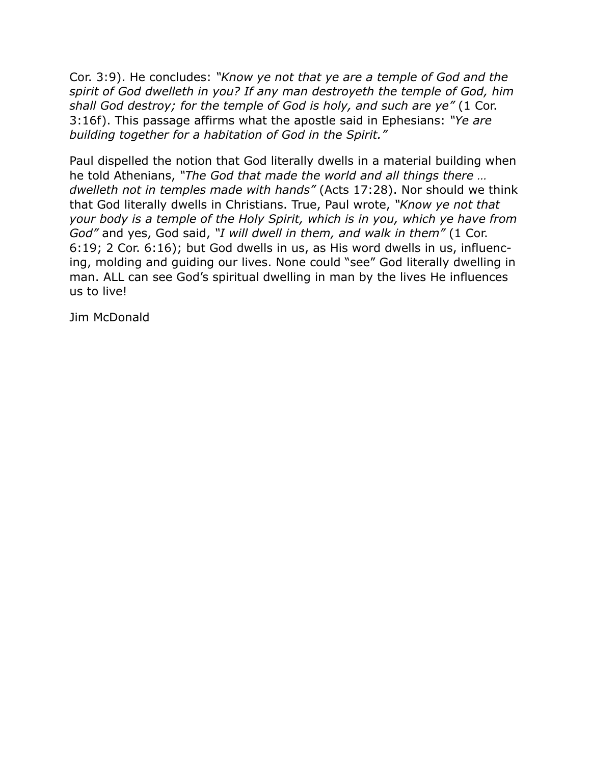Cor. 3:9). He concludes: *"Know ye not that ye are a temple of God and the spirit of God dwelleth in you? If any man destroyeth the temple of God, him shall God destroy; for the temple of God is holy, and such are ye"* (1 Cor. 3:16f). This passage affirms what the apostle said in Ephesians: *"Ye are building together for a habitation of God in the Spirit."*

Paul dispelled the notion that God literally dwells in a material building when he told Athenians, *"The God that made the world and all things there … dwelleth not in temples made with hands"* (Acts 17:28). Nor should we think that God literally dwells in Christians. True, Paul wrote, *"Know ye not that your body is a temple of the Holy Spirit, which is in you, which ye have from God"* and yes, God said, *"I will dwell in them, and walk in them"* (1 Cor. 6:19; 2 Cor. 6:16); but God dwells in us, as His word dwells in us, influencing, molding and guiding our lives. None could "see" God literally dwelling in man. ALL can see God's spiritual dwelling in man by the lives He influences us to live!

Jim McDonald